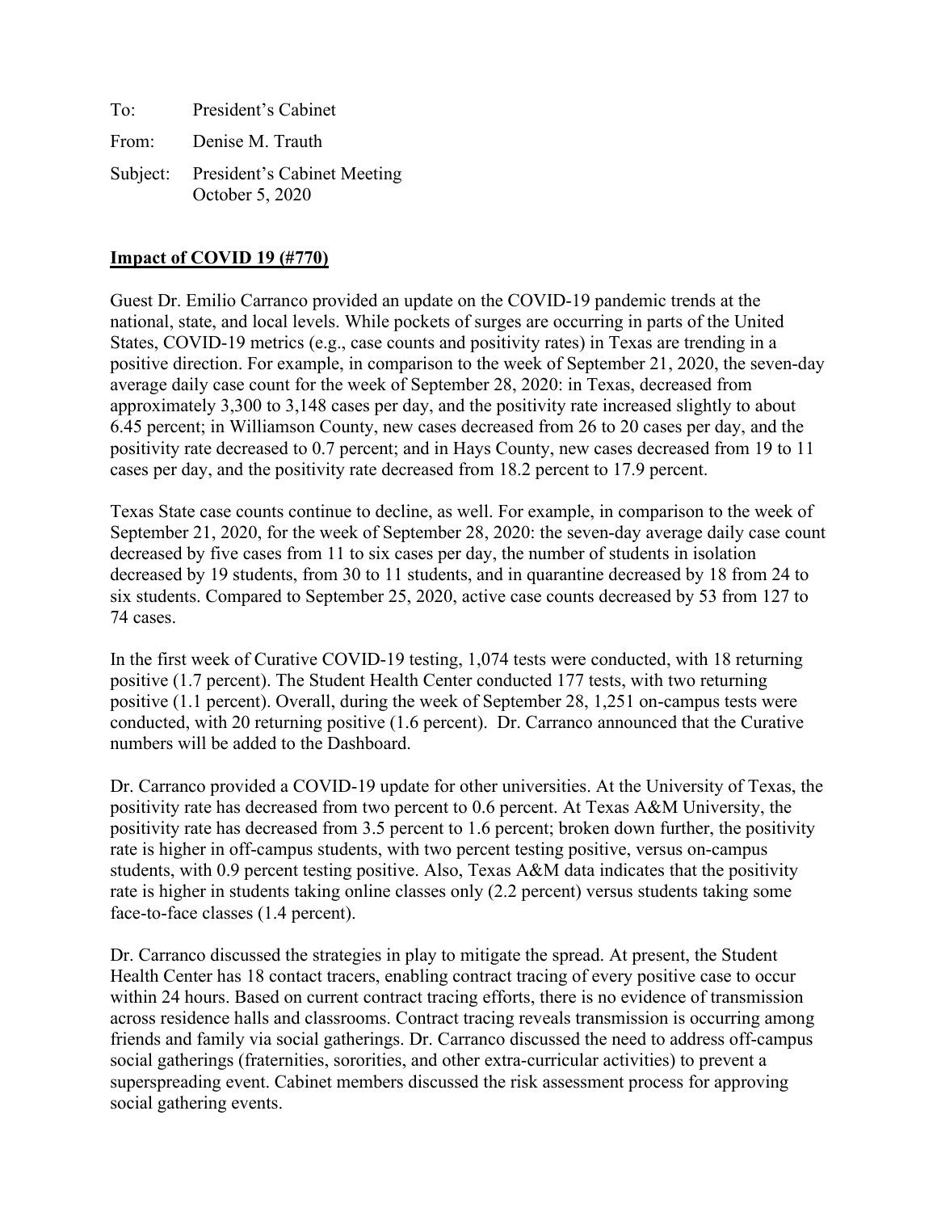To: President's Cabinet

From: Denise M. Trauth

Subject: President's Cabinet Meeting
October 5, 2020

**Impact of COVID 19 (#770)**

Guest Dr. Emilio Carranco provided an update on the COVID-19 pandemic trends at the national, state, and local levels. While pockets of surges are occurring in parts of the United States, COVID-19 metrics (e.g., case counts and positivity rates) in Texas are trending in a positive direction. For example, in comparison to the week of September 21, 2020, the seven-day average daily case count for the week of September 28, 2020: in Texas, decreased from approximately 3,300 to 3,148 cases per day, and the positivity rate increased slightly to about 6.45 percent; in Williamson County, new cases decreased from 26 to 20 cases per day, and the positivity rate decreased to 0.7 percent; and in Hays County, new cases decreased from 19 to 11 cases per day, and the positivity rate decreased from 18.2 percent to 17.9 percent.

Texas State case counts continue to decline, as well. For example, in comparison to the week of September 21, 2020, for the week of September 28, 2020: the seven-day average daily case count decreased by five cases from 11 to six cases per day, the number of students in isolation decreased by 19 students, from 30 to 11 students, and in quarantine decreased by 18 from 24 to six students. Compared to September 25, 2020, active case counts decreased by 53 from 127 to 74 cases.

In the first week of Curative COVID-19 testing, 1,074 tests were conducted, with 18 returning positive (1.7 percent). The Student Health Center conducted 177 tests, with two returning positive (1.1 percent). Overall, during the week of September 28, 1,251 on-campus tests were conducted, with 20 returning positive (1.6 percent). Dr. Carranco announced that the Curative numbers will be added to the Dashboard.

Dr. Carranco provided a COVID-19 update for other universities. At the University of Texas, the positivity rate has decreased from two percent to 0.6 percent. At Texas A&M University, the positivity rate has decreased from 3.5 percent to 1.6 percent; broken down further, the positivity rate is higher in off-campus students, with two percent testing positive, versus on-campus students, with 0.9 percent testing positive. Also, Texas A&M data indicates that the positivity rate is higher in students taking online classes only (2.2 percent) versus students taking some face-to-face classes (1.4 percent).

Dr. Carranco discussed the strategies in play to mitigate the spread. At present, the Student Health Center has 18 contact tracers, enabling contract tracing of every positive case to occur within 24 hours. Based on current contract tracing efforts, there is no evidence of transmission across residence halls and classrooms. Contract tracing reveals transmission is occurring among friends and family via social gatherings. Dr. Carranco discussed the need to address off-campus social gatherings (fraternities, sororities, and other extra-curricular activities) to prevent a superspreading event. Cabinet members discussed the risk assessment process for approving social gathering events.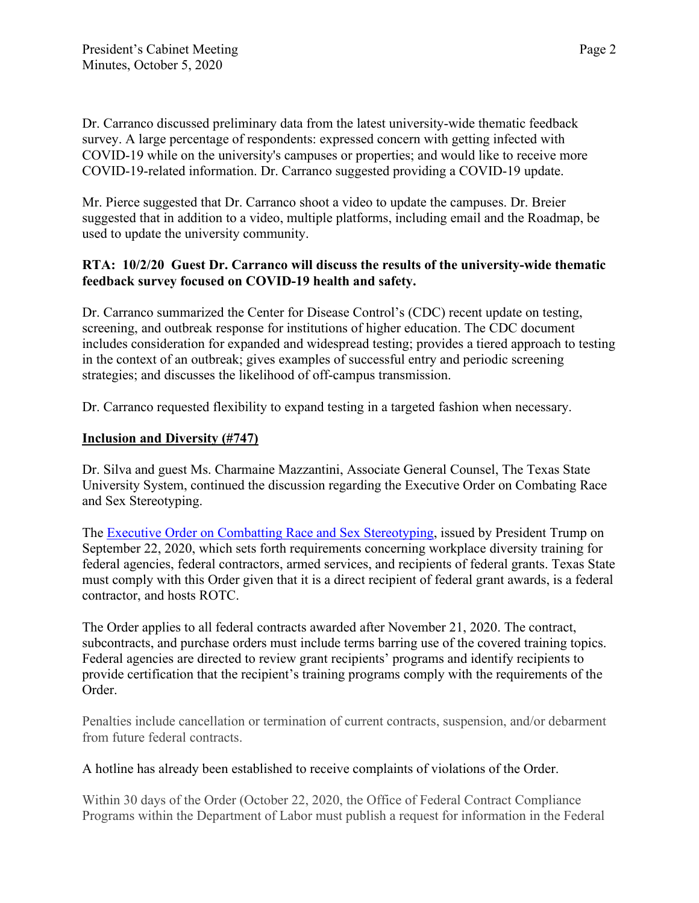Dr. Carranco discussed preliminary data from the latest university-wide thematic feedback survey. A large percentage of respondents: expressed concern with getting infected with COVID-19 while on the university's campuses or properties; and would like to receive more COVID-19-related information. Dr. Carranco suggested providing a COVID-19 update.

Mr. Pierce suggested that Dr. Carranco shoot a video to update the campuses. Dr. Breier suggested that in addition to a video, multiple platforms, including email and the Roadmap, be used to update the university community.

**RTA: 10/2/20 Guest Dr. Carranco will discuss the results of the university-wide thematic feedback survey focused on COVID-19 health and safety.**

Dr. Carranco summarized the Center for Disease Control's (CDC) recent update on testing, screening, and outbreak response for institutions of higher education. The CDC document includes consideration for expanded and widespread testing; provides a tiered approach to testing in the context of an outbreak; gives examples of successful entry and periodic screening strategies; and discusses the likelihood of off-campus transmission.

Dr. Carranco requested flexibility to expand testing in a targeted fashion when necessary.

**Inclusion and Diversity (#747)**

Dr. Silva and guest Ms. Charmaine Mazzantini, Associate General Counsel, The Texas State University System, continued the discussion regarding the Executive Order on Combating Race and Sex Stereotyping.

The Executive Order on Combatting Race and Sex Stereotyping, issued by President Trump on September 22, 2020, which sets forth requirements concerning workplace diversity training for federal agencies, federal contractors, armed services, and recipients of federal grants. Texas State must comply with this Order given that it is a direct recipient of federal grant awards, is a federal contractor, and hosts ROTC.

The Order applies to all federal contracts awarded after November 21, 2020. The contract, subcontracts, and purchase orders must include terms barring use of the covered training topics. Federal agencies are directed to review grant recipients' programs and identify recipients to provide certification that the recipient's training programs comply with the requirements of the Order.

Penalties include cancellation or termination of current contracts, suspension, and/or debarment from future federal contracts.

A hotline has already been established to receive complaints of violations of the Order.

Within 30 days of the Order (October 22, 2020, the Office of Federal Contract Compliance Programs within the Department of Labor must publish a request for information in the Federal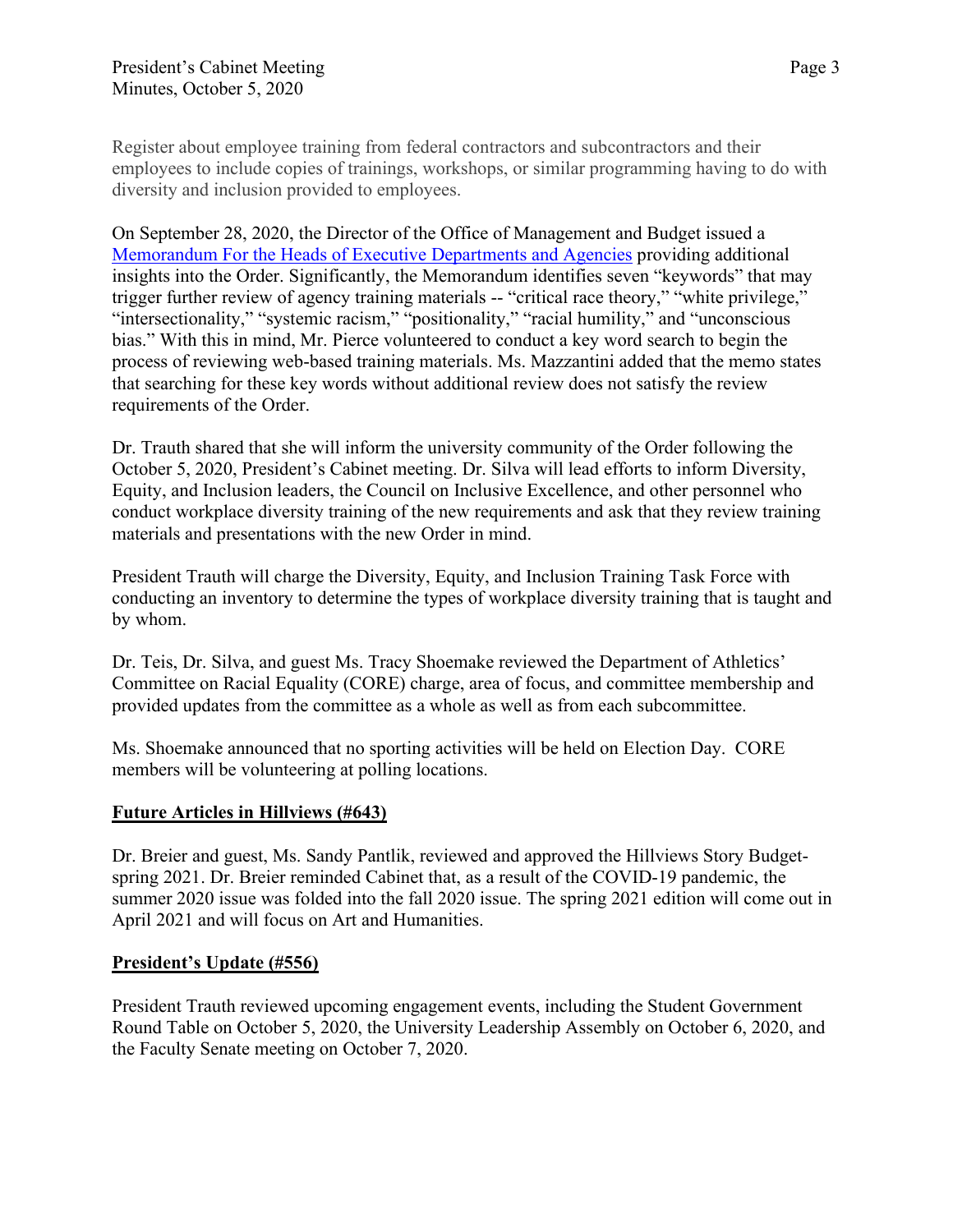Register about employee training from federal contractors and subcontractors and their employees to include copies of trainings, workshops, or similar programming having to do with diversity and inclusion provided to employees.

On September 28, 2020, the Director of the Office of Management and Budget issued a [Memorandum For the Heads of Executive Departments and Agencies](#) providing additional insights into the Order. Significantly, the Memorandum identifies seven "keywords" that may trigger further review of agency training materials -- "critical race theory," "white privilege," "intersectionality," "systemic racism," "positionality," "racial humility," and "unconscious bias." With this in mind, Mr. Pierce volunteered to conduct a key word search to begin the process of reviewing web-based training materials. Ms. Mazzantini added that the memo states that searching for these key words without additional review does not satisfy the review requirements of the Order.

Dr. Trauth shared that she will inform the university community of the Order following the October 5, 2020, President's Cabinet meeting. Dr. Silva will lead efforts to inform Diversity, Equity, and Inclusion leaders, the Council on Inclusive Excellence, and other personnel who conduct workplace diversity training of the new requirements and ask that they review training materials and presentations with the new Order in mind.

President Trauth will charge the Diversity, Equity, and Inclusion Training Task Force with conducting an inventory to determine the types of workplace diversity training that is taught and by whom.

Dr. Teis, Dr. Silva, and guest Ms. Tracy Shoemake reviewed the Department of Athletics' Committee on Racial Equality (CORE) charge, area of focus, and committee membership and provided updates from the committee as a whole as well as from each subcommittee.

Ms. Shoemake announced that no sporting activities will be held on Election Day. CORE members will be volunteering at polling locations.

## Future Articles in Hillviews (#643)

Dr. Breier and guest, Ms. Sandy Pantlik, reviewed and approved the Hillviews Story Budget-spring 2021. Dr. Breier reminded Cabinet that, as a result of the COVID-19 pandemic, the summer 2020 issue was folded into the fall 2020 issue. The spring 2021 edition will come out in April 2021 and will focus on Art and Humanities.

## President's Update (#556)

President Trauth reviewed upcoming engagement events, including the Student Government Round Table on October 5, 2020, the University Leadership Assembly on October 6, 2020, and the Faculty Senate meeting on October 7, 2020.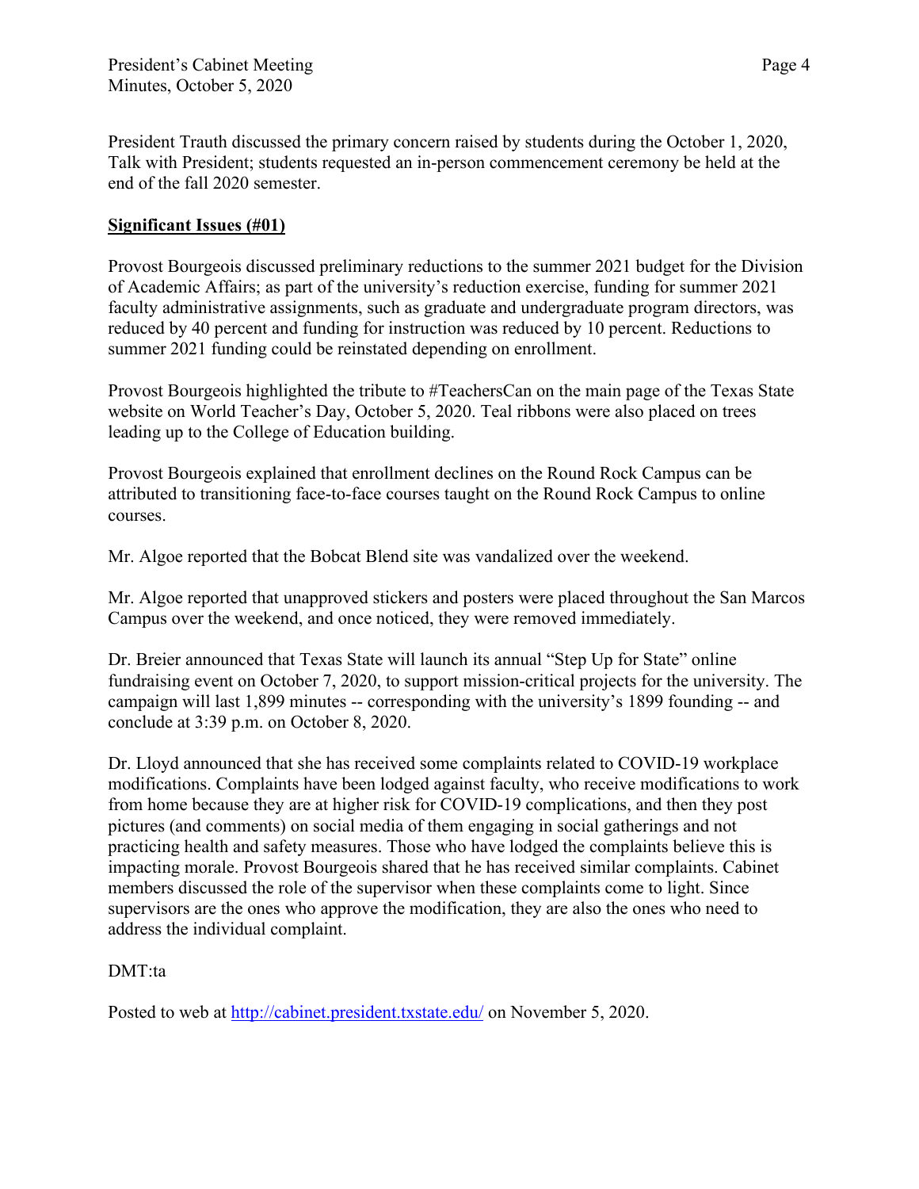President Trauth discussed the primary concern raised by students during the October 1, 2020, Talk with President; students requested an in-person commencement ceremony be held at the end of the fall 2020 semester.

**Significant Issues (#01)**

Provost Bourgeois discussed preliminary reductions to the summer 2021 budget for the Division of Academic Affairs; as part of the university's reduction exercise, funding for summer 2021 faculty administrative assignments, such as graduate and undergraduate program directors, was reduced by 40 percent and funding for instruction was reduced by 10 percent. Reductions to summer 2021 funding could be reinstated depending on enrollment.

Provost Bourgeois highlighted the tribute to #TeachersCan on the main page of the Texas State website on World Teacher's Day, October 5, 2020. Teal ribbons were also placed on trees leading up to the College of Education building.

Provost Bourgeois explained that enrollment declines on the Round Rock Campus can be attributed to transitioning face-to-face courses taught on the Round Rock Campus to online courses.

Mr. Algoe reported that the Bobcat Blend site was vandalized over the weekend.

Mr. Algoe reported that unapproved stickers and posters were placed throughout the San Marcos Campus over the weekend, and once noticed, they were removed immediately.

Dr. Breier announced that Texas State will launch its annual "Step Up for State" online fundraising event on October 7, 2020, to support mission-critical projects for the university. The campaign will last 1,899 minutes -- corresponding with the university's 1899 founding -- and conclude at 3:39 p.m. on October 8, 2020.

Dr. Lloyd announced that she has received some complaints related to COVID-19 workplace modifications. Complaints have been lodged against faculty, who receive modifications to work from home because they are at higher risk for COVID-19 complications, and then they post pictures (and comments) on social media of them engaging in social gatherings and not practicing health and safety measures. Those who have lodged the complaints believe this is impacting morale. Provost Bourgeois shared that he has received similar complaints. Cabinet members discussed the role of the supervisor when these complaints come to light. Since supervisors are the ones who approve the modification, they are also the ones who need to address the individual complaint.

DMT:ta

Posted to web at [http://cabinet.president.txstate.edu/](http://cabinet.president.txstate.edu/) on November 5, 2020.